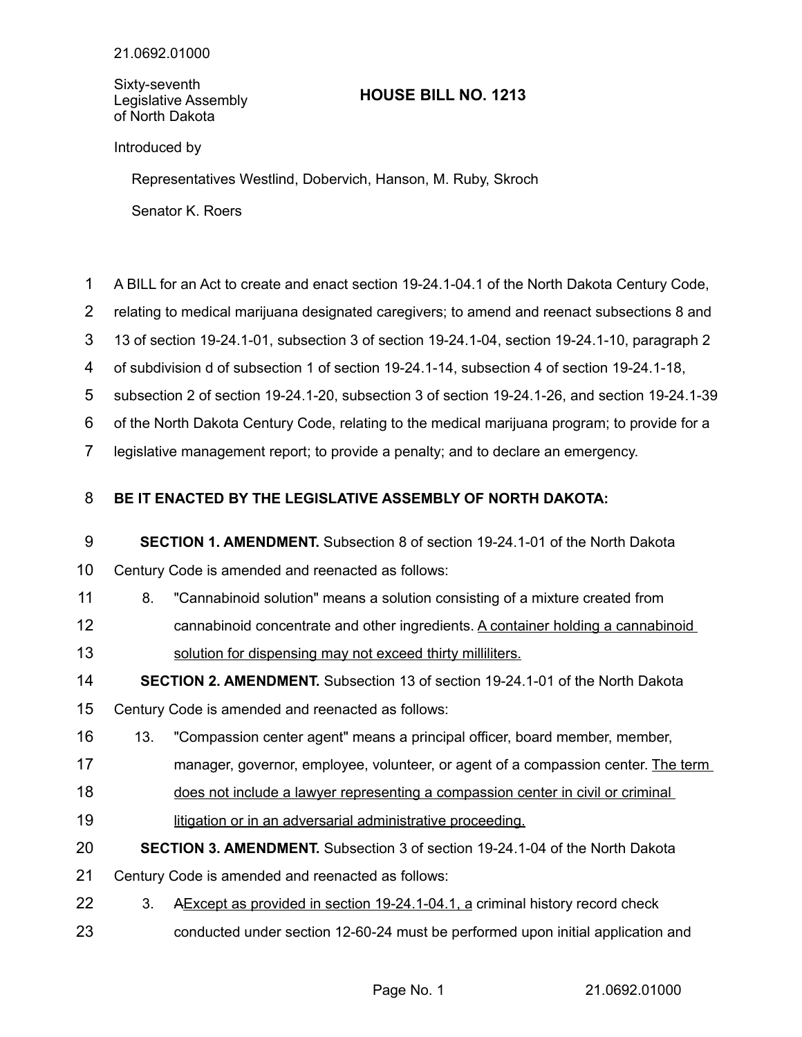21.0692.01000

Sixty-seventh Legislative Assembly of North Dakota

# HOUSE BILL NO. 1213

Introduced by

Representatives Westlind, Dobervich, Hanson, M. Ruby, Skroch

Senator K. Roers

A BILL for an Act to create and enact section 19-24.1-04.1 of the North Dakota Century Code, relating to medical marijuana designated caregivers; to amend and reenact subsections 8 and 13 of section 19-24.1-01, subsection 3 of section 19-24.1-04, section 19-24.1-10, paragraph 2 of subdivision d of subsection 1 of section 19-24.1-14, subsection 4 of section 19-24.1-18, subsection 2 of section 19-24.1-20, subsection 3 of section 19-24.1-26, and section 19-24.1-39 of the North Dakota Century Code, relating to the medical marijuana program; to provide for a legislative management report; to provide a penalty; and to declare an emergency.

**BE IT ENACTED BY THE LEGISLATIVE ASSEMBLY OF NORTH DAKOTA:**

**SECTION 1. AMENDMENT.** Subsection 8 of section 19-24.1-01 of the North Dakota Century Code is amended and reenacted as follows:

8. "Cannabinoid solution" means a solution consisting of a mixture created from cannabinoid concentrate and other ingredients. <u>A container holding a cannabinoid solution for dispensing may not exceed thirty milliliters.</u>

**SECTION 2. AMENDMENT.** Subsection 13 of section 19-24.1-01 of the North Dakota Century Code is amended and reenacted as follows:

13. "Compassion center agent" means a principal officer, board member, member, manager, governor, employee, volunteer, or agent of a compassion center. <u>The term does not include a lawyer representing a compassion center in civil or criminal litigation or in an adversarial administrative proceeding.</u>

**SECTION 3. AMENDMENT.** Subsection 3 of section 19-24.1-04 of the North Dakota Century Code is amended and reenacted as follows:

3. ~~A~~<u>Except as provided in section 19-24.1-04.1, a</u> criminal history record check conducted under section 12-60-24 must be performed upon initial application and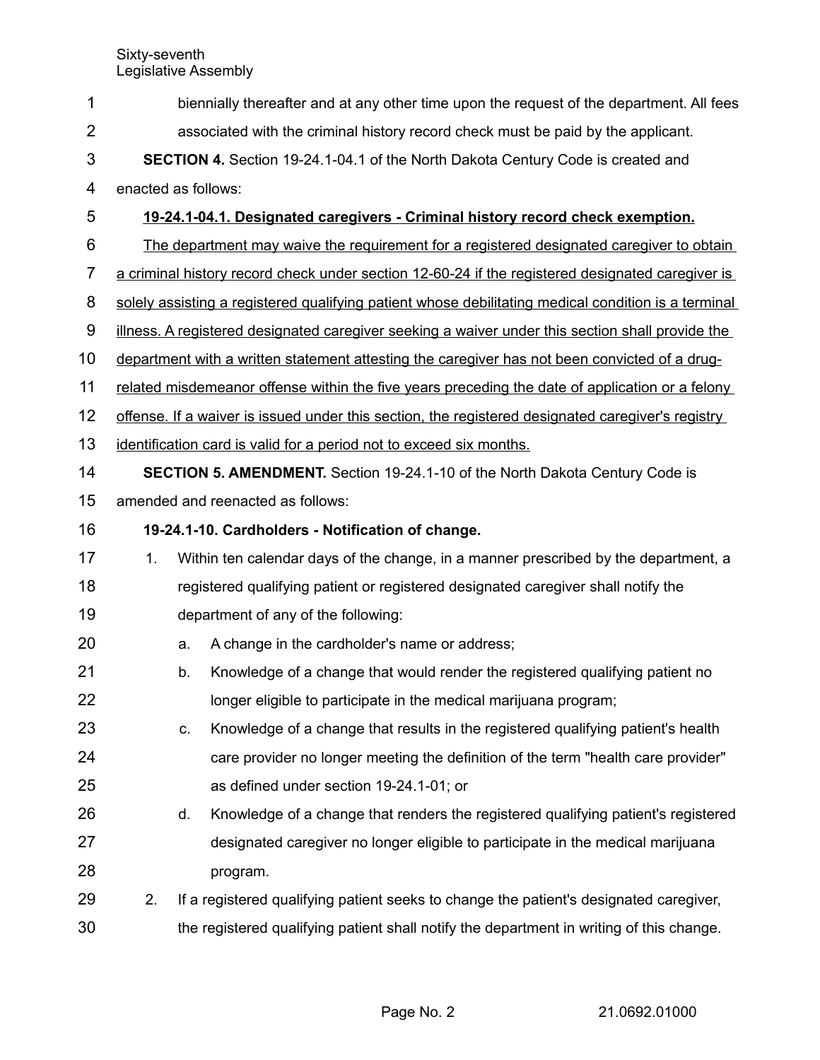biennially thereafter and at any other time upon the request of the department. All fees associated with the criminal history record check must be paid by the applicant.

**SECTION 4.** Section 19-24.1-04.1 of the North Dakota Century Code is created and enacted as follows:

**19-24.1-04.1. Designated caregivers - Criminal history record check exemption.**

The department may waive the requirement for a registered designated caregiver to obtain a criminal history record check under section 12-60-24 if the registered designated caregiver is solely assisting a registered qualifying patient whose debilitating medical condition is a terminal illness. A registered designated caregiver seeking a waiver under this section shall provide the department with a written statement attesting the caregiver has not been convicted of a drug-related misdemeanor offense within the five years preceding the date of application or a felony offense. If a waiver is issued under this section, the registered designated caregiver's registry identification card is valid for a period not to exceed six months.

**SECTION 5. AMENDMENT.** Section 19-24.1-10 of the North Dakota Century Code is amended and reenacted as follows:

**19-24.1-10. Cardholders - Notification of change.**

1. Within ten calendar days of the change, in a manner prescribed by the department, a registered qualifying patient or registered designated caregiver shall notify the department of any of the following:
   a. A change in the cardholder's name or address;
   b. Knowledge of a change that would render the registered qualifying patient no longer eligible to participate in the medical marijuana program;
   c. Knowledge of a change that results in the registered qualifying patient's health care provider no longer meeting the definition of the term "health care provider" as defined under section 19-24.1-01; or
   d. Knowledge of a change that renders the registered qualifying patient's registered designated caregiver no longer eligible to participate in the medical marijuana program.
2. If a registered qualifying patient seeks to change the patient's designated caregiver, the registered qualifying patient shall notify the department in writing of this change.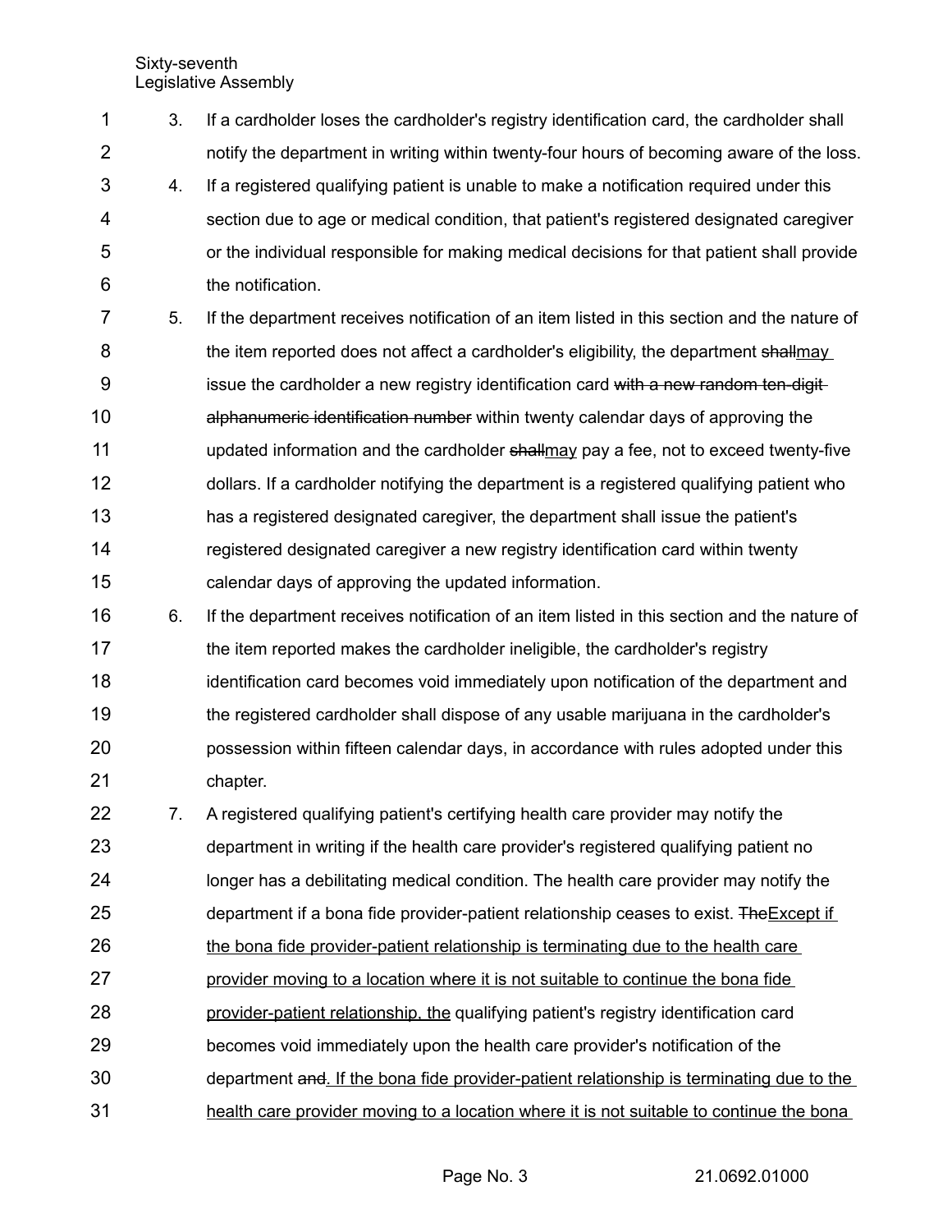3. If a cardholder loses the cardholder's registry identification card, the cardholder shall notify the department in writing within twenty-four hours of becoming aware of the loss.

4. If a registered qualifying patient is unable to make a notification required under this section due to age or medical condition, that patient's registered designated caregiver or the individual responsible for making medical decisions for that patient shall provide the notification.

5. If the department receives notification of an item listed in this section and the nature of the item reported does not affect a cardholder's eligibility, the department ~~shall~~<u>may</u> issue the cardholder a new registry identification card ~~with a new random ten-digit alphanumeric identification number~~ within twenty calendar days of approving the updated information and the cardholder ~~shall~~<u>may</u> pay a fee, not to exceed twenty-five dollars. If a cardholder notifying the department is a registered qualifying patient who has a registered designated caregiver, the department shall issue the patient's registered designated caregiver a new registry identification card within twenty calendar days of approving the updated information.

6. If the department receives notification of an item listed in this section and the nature of the item reported makes the cardholder ineligible, the cardholder's registry identification card becomes void immediately upon notification of the department and the registered cardholder shall dispose of any usable marijuana in the cardholder's possession within fifteen calendar days, in accordance with rules adopted under this chapter.

7. A registered qualifying patient's certifying health care provider may notify the department in writing if the health care provider's registered qualifying patient no longer has a debilitating medical condition. The health care provider may notify the department if a bona fide provider-patient relationship ceases to exist. ~~The~~<u>Except if the bona fide provider-patient relationship is terminating due to the health care provider moving to a location where it is not suitable to continue the bona fide provider-patient relationship, the</u> qualifying patient's registry identification card becomes void immediately upon the health care provider's notification of the department ~~and~~<u>. If the bona fide provider-patient relationship is terminating due to the health care provider moving to a location where it is not suitable to continue the bona</u>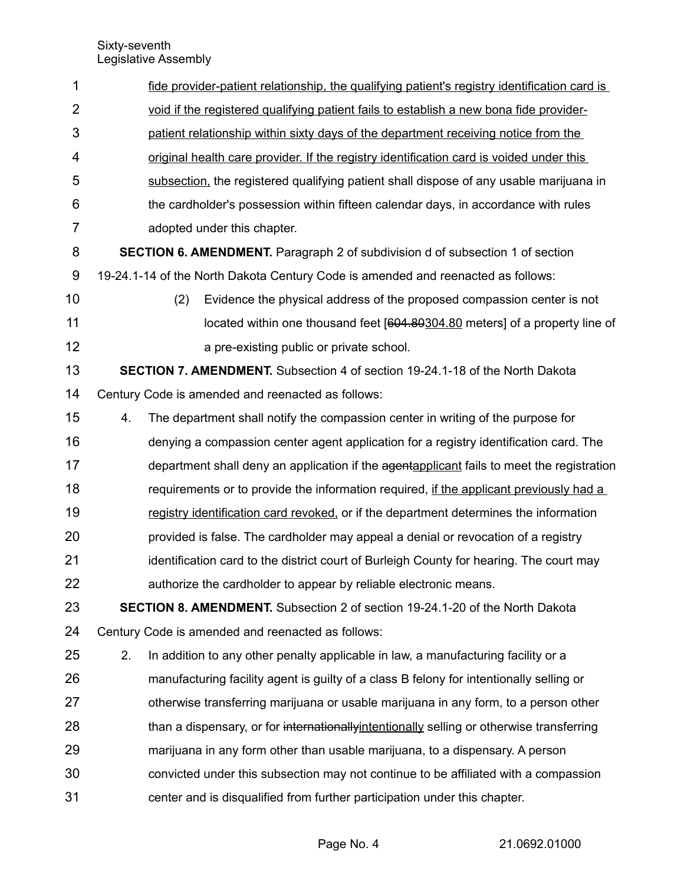fide provider-patient relationship, the qualifying patient's registry identification card is void if the registered qualifying patient fails to establish a new bona fide provider-patient relationship within sixty days of the department receiving notice from the original health care provider. If the registry identification card is voided under this subsection, the registered qualifying patient shall dispose of any usable marijuana in the cardholder's possession within fifteen calendar days, in accordance with rules adopted under this chapter.

**SECTION 6. AMENDMENT.** Paragraph 2 of subdivision d of subsection 1 of section 19-24.1-14 of the North Dakota Century Code is amended and reenacted as follows:

(2) Evidence the physical address of the proposed compassion center is not located within one thousand feet [~~604.80~~304.80 meters] of a property line of a pre-existing public or private school.

**SECTION 7. AMENDMENT.** Subsection 4 of section 19-24.1-18 of the North Dakota Century Code is amended and reenacted as follows:

4. The department shall notify the compassion center in writing of the purpose for denying a compassion center agent application for a registry identification card. The department shall deny an application if the ~~agent~~applicant fails to meet the registration requirements or to provide the information required, if the applicant previously had a registry identification card revoked, or if the department determines the information provided is false. The cardholder may appeal a denial or revocation of a registry identification card to the district court of Burleigh County for hearing. The court may authorize the cardholder to appear by reliable electronic means.

**SECTION 8. AMENDMENT.** Subsection 2 of section 19-24.1-20 of the North Dakota Century Code is amended and reenacted as follows:

2. In addition to any other penalty applicable in law, a manufacturing facility or a manufacturing facility agent is guilty of a class B felony for intentionally selling or otherwise transferring marijuana or usable marijuana in any form, to a person other than a dispensary, or for ~~internationally~~intentionally selling or otherwise transferring marijuana in any form other than usable marijuana, to a dispensary. A person convicted under this subsection may not continue to be affiliated with a compassion center and is disqualified from further participation under this chapter.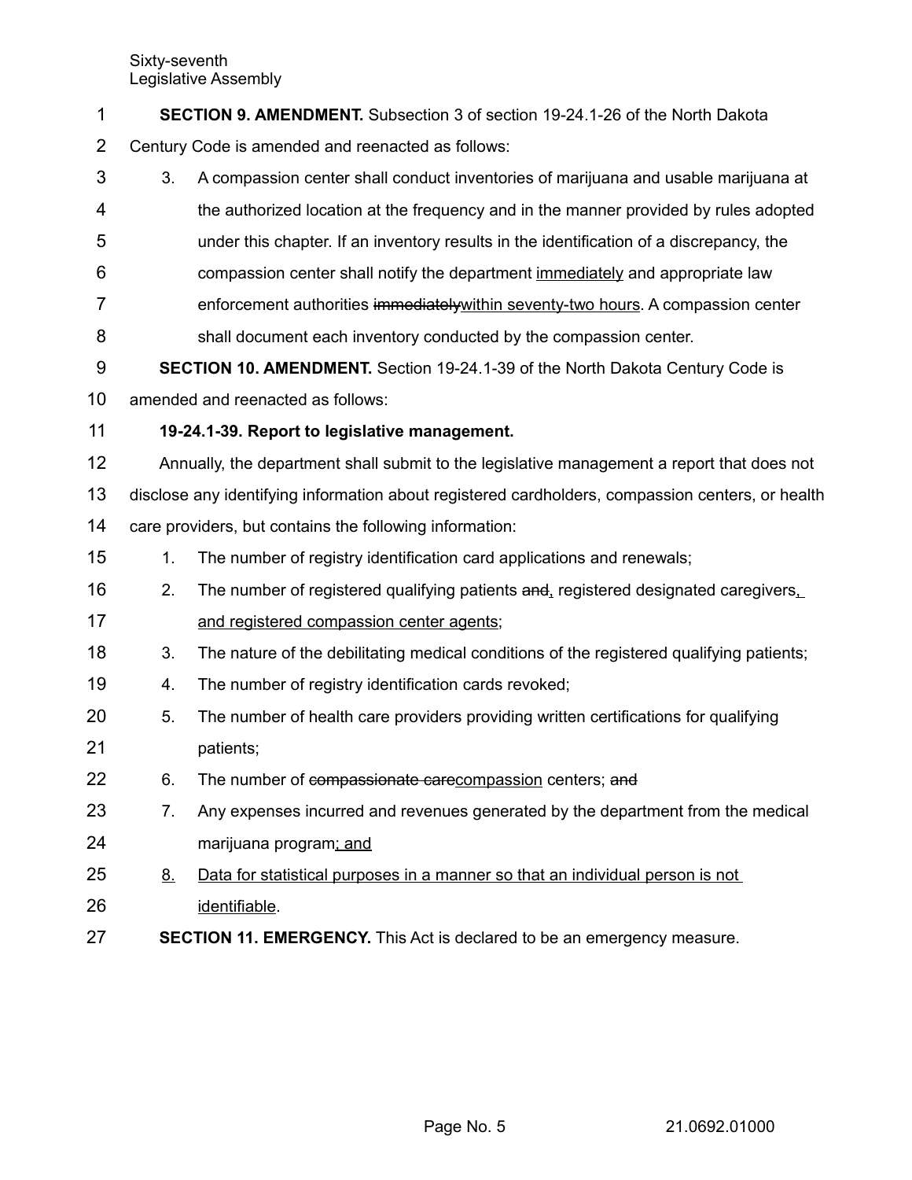**SECTION 9. AMENDMENT.** Subsection 3 of section 19-24.1-26 of the North Dakota Century Code is amended and reenacted as follows:

3. A compassion center shall conduct inventories of marijuana and usable marijuana at the authorized location at the frequency and in the manner provided by rules adopted under this chapter. If an inventory results in the identification of a discrepancy, the compassion center shall notify the department <u>immediately</u> and appropriate law enforcement authorities ~~immediately~~<u>within seventy-two hours</u>. A compassion center shall document each inventory conducted by the compassion center.

**SECTION 10. AMENDMENT.** Section 19-24.1-39 of the North Dakota Century Code is amended and reenacted as follows:

**19-24.1-39. Report to legislative management.**

Annually, the department shall submit to the legislative management a report that does not disclose any identifying information about registered cardholders, compassion centers, or health care providers, but contains the following information:

1. The number of registry identification card applications and renewals;
2. The number of registered qualifying patients ~~and~~<u>,</u> registered designated caregivers<u>, and registered compassion center agents</u>;
3. The nature of the debilitating medical conditions of the registered qualifying patients;
4. The number of registry identification cards revoked;
5. The number of health care providers providing written certifications for qualifying patients;
6. The number of ~~compassionate care~~<u>compassion</u> centers; ~~and~~
7. Any expenses incurred and revenues generated by the department from the medical marijuana program<u>; and</u>
8. <u>Data for statistical purposes in a manner so that an individual person is not identifiable</u>.

**SECTION 11. EMERGENCY.** This Act is declared to be an emergency measure.